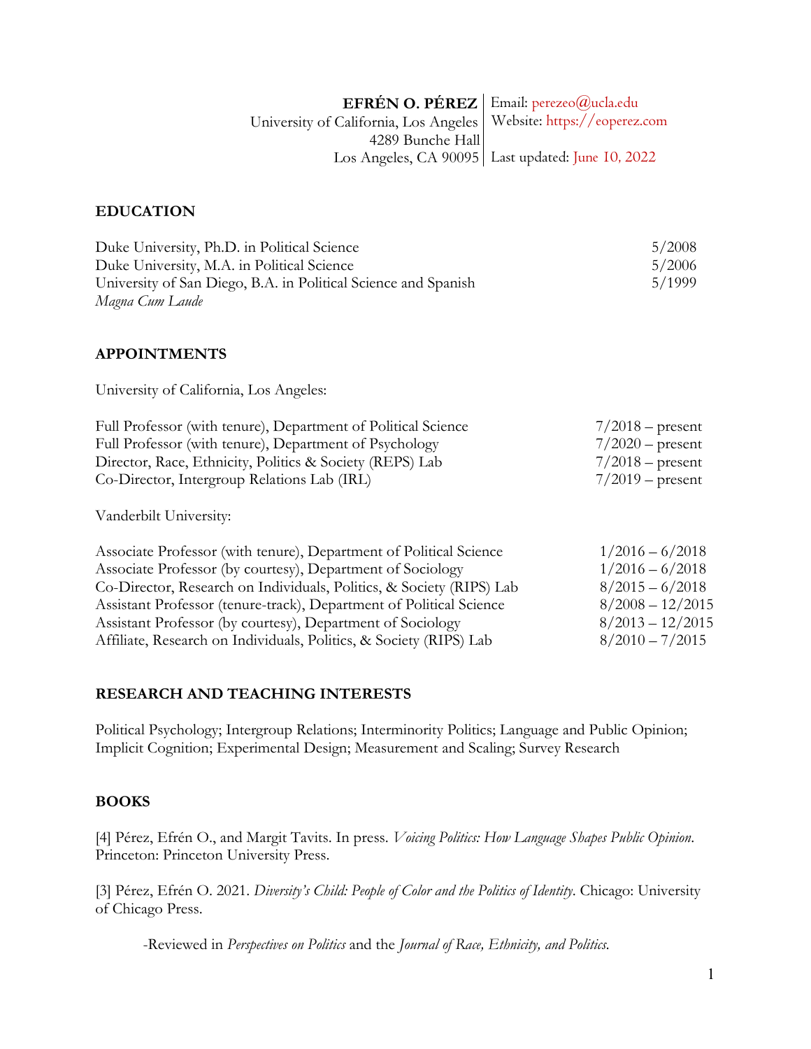**EFRÉN O. PÉREZ**
University of California, Los Angeles
4289 Bunche Hall
Los Angeles, CA 90095

Email: perezeo@ucla.edu
Website: https://eoperez.com

Last updated: June 10, 2022

## EDUCATION

| | |
|---|---|
| Duke University, Ph.D. in Political Science | 5/2008 |
| Duke University, M.A. in Political Science | 5/2006 |
| University of San Diego, B.A. in Political Science and Spanish | 5/1999 |
| *Magna Cum Laude* | |

## APPOINTMENTS

University of California, Los Angeles:

| | |
|---|---|
| Full Professor (with tenure), Department of Political Science | 7/2018 – present |
| Full Professor (with tenure), Department of Psychology | 7/2020 – present |
| Director, Race, Ethnicity, Politics & Society (REPS) Lab | 7/2018 – present |
| Co-Director, Intergroup Relations Lab (IRL) | 7/2019 – present |

Vanderbilt University:

| | |
|---|---|
| Associate Professor (with tenure), Department of Political Science | 1/2016 – 6/2018 |
| Associate Professor (by courtesy), Department of Sociology | 1/2016 – 6/2018 |
| Co-Director, Research on Individuals, Politics, & Society (RIPS) Lab | 8/2015 – 6/2018 |
| Assistant Professor (tenure-track), Department of Political Science | 8/2008 – 12/2015 |
| Assistant Professor (by courtesy), Department of Sociology | 8/2013 – 12/2015 |
| Affiliate, Research on Individuals, Politics, & Society (RIPS) Lab | 8/2010 – 7/2015 |

## RESEARCH AND TEACHING INTERESTS

Political Psychology; Intergroup Relations; Interminority Politics; Language and Public Opinion; Implicit Cognition; Experimental Design; Measurement and Scaling; Survey Research

## BOOKS

[4] Pérez, Efrén O., and Margit Tavits. In press. *Voicing Politics: How Language Shapes Public Opinion*. Princeton: Princeton University Press.

[3] Pérez, Efrén O. 2021. *Diversity's Child: People of Color and the Politics of Identity*. Chicago: University of Chicago Press.

-Reviewed in *Perspectives on Politics* and the *Journal of Race, Ethnicity, and Politics*.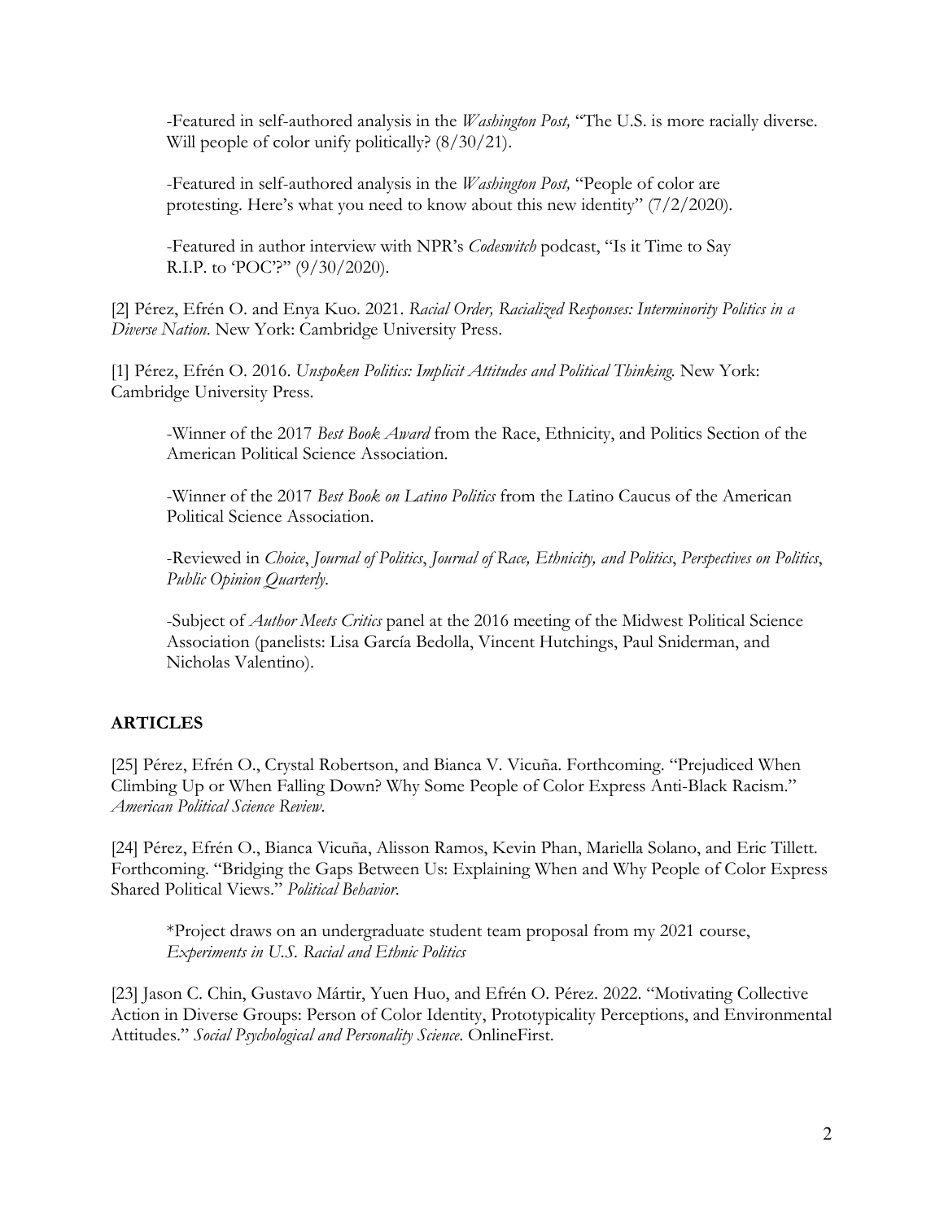-Featured in self-authored analysis in the *Washington Post,* "The U.S. is more racially diverse. Will people of color unify politically? (8/30/21).

-Featured in self-authored analysis in the *Washington Post,* "People of color are protesting. Here's what you need to know about this new identity" (7/2/2020).

-Featured in author interview with NPR's *Codeswitch* podcast, "Is it Time to Say R.I.P. to 'POC'?" (9/30/2020).

[2] Pérez, Efrén O. and Enya Kuo. 2021. *Racial Order, Racialized Responses: Interminority Politics in a Diverse Nation*. New York: Cambridge University Press.

[1] Pérez, Efrén O. 2016. *Unspoken Politics: Implicit Attitudes and Political Thinking.* New York: Cambridge University Press.

-Winner of the 2017 *Best Book Award* from the Race, Ethnicity, and Politics Section of the American Political Science Association.

-Winner of the 2017 *Best Book on Latino Politics* from the Latino Caucus of the American Political Science Association.

-Reviewed in *Choice*, *Journal of Politics*, *Journal of Race, Ethnicity, and Politics*, *Perspectives on Politics*, *Public Opinion Quarterly*.

-Subject of *Author Meets Critics* panel at the 2016 meeting of the Midwest Political Science Association (panelists: Lisa García Bedolla, Vincent Hutchings, Paul Sniderman, and Nicholas Valentino).

## ARTICLES

[25] Pérez, Efrén O., Crystal Robertson, and Bianca V. Vicuña. Forthcoming. "Prejudiced When Climbing Up or When Falling Down? Why Some People of Color Express Anti-Black Racism." *American Political Science Review*.

[24] Pérez, Efrén O., Bianca Vicuña, Alisson Ramos, Kevin Phan, Mariella Solano, and Eric Tillett. Forthcoming. "Bridging the Gaps Between Us: Explaining When and Why People of Color Express Shared Political Views." *Political Behavior*.

*Project draws on an undergraduate student team proposal from my 2021 course, *Experiments in U.S. Racial and Ethnic Politics*

[23] Jason C. Chin, Gustavo Mártir, Yuen Huo, and Efrén O. Pérez. 2022. "Motivating Collective Action in Diverse Groups: Person of Color Identity, Prototypicality Perceptions, and Environmental Attitudes." *Social Psychological and Personality Science*. OnlineFirst.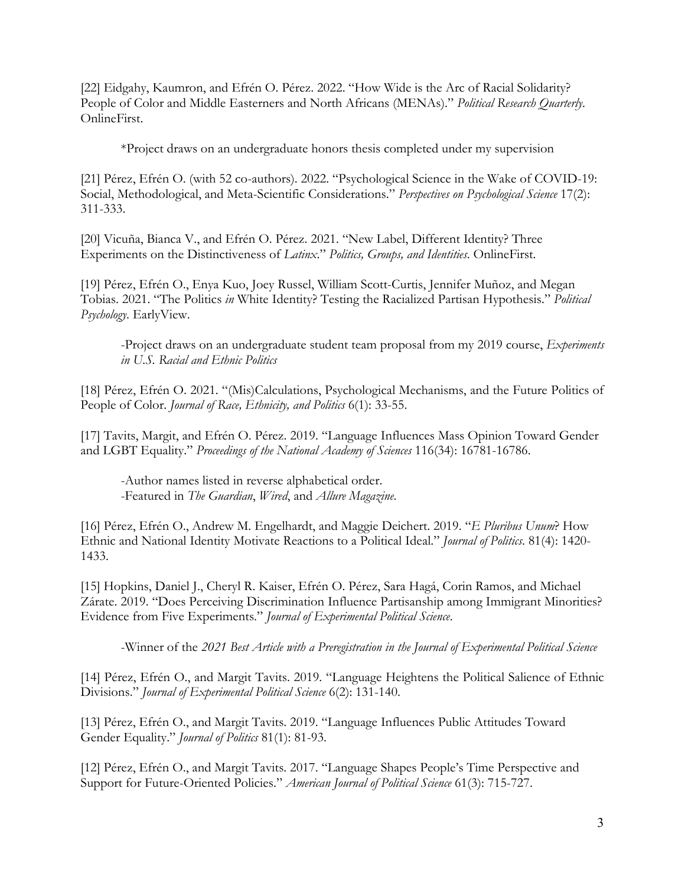[22] Eidgahy, Kaumron, and Efrén O. Pérez. 2022. "How Wide is the Arc of Racial Solidarity? People of Color and Middle Easterners and North Africans (MENAs)." *Political Research Quarterly*. OnlineFirst.

> *Project draws on an undergraduate honors thesis completed under my supervision

[21] Pérez, Efrén O. (with 52 co-authors). 2022. "Psychological Science in the Wake of COVID-19: Social, Methodological, and Meta-Scientific Considerations." *Perspectives on Psychological Science* 17(2): 311-333.

[20] Vicuña, Bianca V., and Efrén O. Pérez. 2021. "New Label, Different Identity? Three Experiments on the Distinctiveness of *Latinx*." *Politics, Groups, and Identities*. OnlineFirst.

[19] Pérez, Efrén O., Enya Kuo, Joey Russel, William Scott-Curtis, Jennifer Muñoz, and Megan Tobias. 2021. "The Politics *in* White Identity? Testing the Racialized Partisan Hypothesis." *Political Psychology.* EarlyView.

> -Project draws on an undergraduate student team proposal from my 2019 course, *Experiments in U.S. Racial and Ethnic Politics*

[18] Pérez, Efrén O. 2021. "(Mis)Calculations, Psychological Mechanisms, and the Future Politics of People of Color. *Journal of Race, Ethnicity, and Politics* 6(1): 33-55.

[17] Tavits, Margit, and Efrén O. Pérez. 2019. "Language Influences Mass Opinion Toward Gender and LGBT Equality." *Proceedings of the National Academy of Sciences* 116(34): 16781-16786.

> -Author names listed in reverse alphabetical order.
> -Featured in *The Guardian*, *Wired*, and *Allure Magazine*.

[16] Pérez, Efrén O., Andrew M. Engelhardt, and Maggie Deichert. 2019. "*E Pluribus Unum*? How Ethnic and National Identity Motivate Reactions to a Political Ideal." *Journal of Politics*. 81(4): 1420-1433.

[15] Hopkins, Daniel J., Cheryl R. Kaiser, Efrén O. Pérez, Sara Hagá, Corin Ramos, and Michael Zárate. 2019. "Does Perceiving Discrimination Influence Partisanship among Immigrant Minorities? Evidence from Five Experiments." *Journal of Experimental Political Science*.

> -Winner of the *2021 Best Article with a Preregistration in the Journal of Experimental Political Science*

[14] Pérez, Efrén O., and Margit Tavits. 2019. "Language Heightens the Political Salience of Ethnic Divisions." *Journal of Experimental Political Science* 6(2): 131-140.

[13] Pérez, Efrén O., and Margit Tavits. 2019. "Language Influences Public Attitudes Toward Gender Equality." *Journal of Politics* 81(1): 81-93.

[12] Pérez, Efrén O., and Margit Tavits. 2017. "Language Shapes People's Time Perspective and Support for Future-Oriented Policies." *American Journal of Political Science* 61(3): 715-727.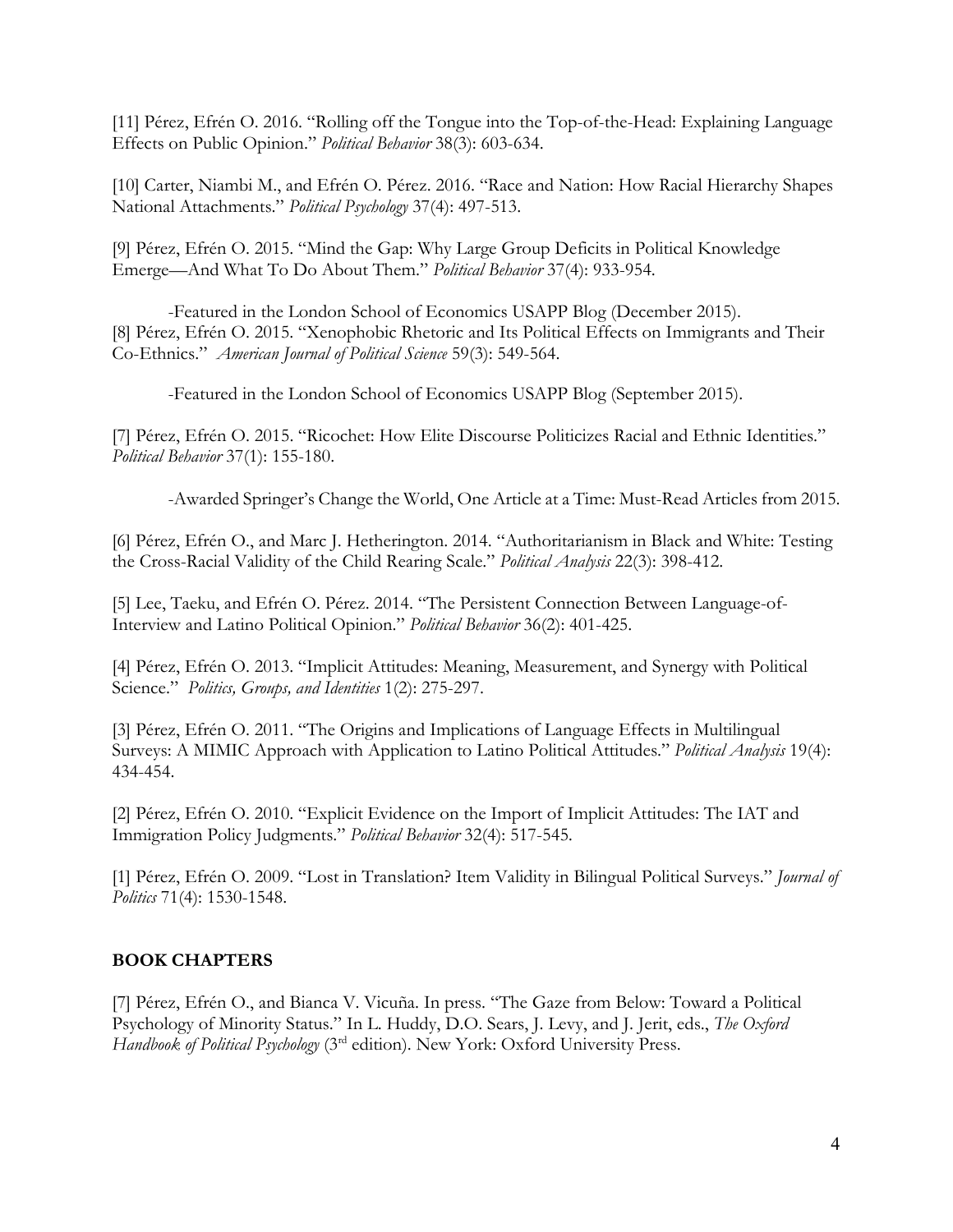[11] Pérez, Efrén O. 2016. "Rolling off the Tongue into the Top-of-the-Head: Explaining Language Effects on Public Opinion." *Political Behavior* 38(3): 603-634.

[10] Carter, Niambi M., and Efrén O. Pérez. 2016. "Race and Nation: How Racial Hierarchy Shapes National Attachments." *Political Psychology* 37(4): 497-513.

[9] Pérez, Efrén O. 2015. "Mind the Gap: Why Large Group Deficits in Political Knowledge Emerge—And What To Do About Them." *Political Behavior* 37(4): 933-954.

-Featured in the London School of Economics USAPP Blog (December 2015).

[8] Pérez, Efrén O. 2015. "Xenophobic Rhetoric and Its Political Effects on Immigrants and Their Co-Ethnics." *American Journal of Political Science* 59(3): 549-564.

-Featured in the London School of Economics USAPP Blog (September 2015).

[7] Pérez, Efrén O. 2015. "Ricochet: How Elite Discourse Politicizes Racial and Ethnic Identities." *Political Behavior* 37(1): 155-180.

-Awarded Springer's Change the World, One Article at a Time: Must-Read Articles from 2015.

[6] Pérez, Efrén O., and Marc J. Hetherington. 2014. "Authoritarianism in Black and White: Testing the Cross-Racial Validity of the Child Rearing Scale." *Political Analysis* 22(3): 398-412.

[5] Lee, Taeku, and Efrén O. Pérez. 2014. "The Persistent Connection Between Language-of-Interview and Latino Political Opinion." *Political Behavior* 36(2): 401-425.

[4] Pérez, Efrén O. 2013. "Implicit Attitudes: Meaning, Measurement, and Synergy with Political Science." *Politics, Groups, and Identities* 1(2): 275-297.

[3] Pérez, Efrén O. 2011. "The Origins and Implications of Language Effects in Multilingual Surveys: A MIMIC Approach with Application to Latino Political Attitudes." *Political Analysis* 19(4): 434-454.

[2] Pérez, Efrén O. 2010. "Explicit Evidence on the Import of Implicit Attitudes: The IAT and Immigration Policy Judgments." *Political Behavior* 32(4): 517-545.

[1] Pérez, Efrén O. 2009. "Lost in Translation? Item Validity in Bilingual Political Surveys." *Journal of Politics* 71(4): 1530-1548.

## BOOK CHAPTERS

[7] Pérez, Efrén O., and Bianca V. Vicuña. In press. "The Gaze from Below: Toward a Political Psychology of Minority Status." In L. Huddy, D.O. Sears, J. Levy, and J. Jerit, eds., *The Oxford Handbook of Political Psychology* (3rd edition). New York: Oxford University Press.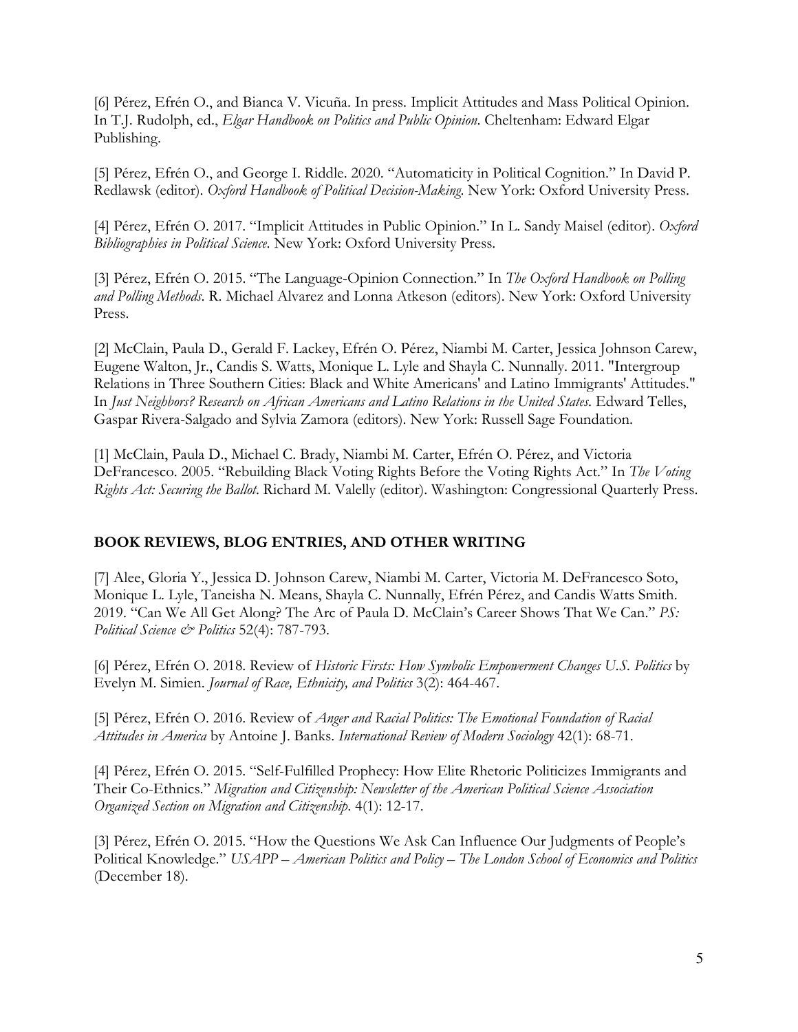[6] Pérez, Efrén O., and Bianca V. Vicuña. In press. Implicit Attitudes and Mass Political Opinion. In T.J. Rudolph, ed., *Elgar Handbook on Politics and Public Opinion*. Cheltenham: Edward Elgar Publishing.

[5] Pérez, Efrén O., and George I. Riddle. 2020. "Automaticity in Political Cognition." In David P. Redlawsk (editor). *Oxford Handbook of Political Decision-Making*. New York: Oxford University Press.

[4] Pérez, Efrén O. 2017. "Implicit Attitudes in Public Opinion." In L. Sandy Maisel (editor). *Oxford Bibliographies in Political Science*. New York: Oxford University Press.

[3] Pérez, Efrén O. 2015. "The Language-Opinion Connection." In *The Oxford Handbook on Polling and Polling Methods*. R. Michael Alvarez and Lonna Atkeson (editors). New York: Oxford University Press.

[2] McClain, Paula D., Gerald F. Lackey, Efrén O. Pérez, Niambi M. Carter, Jessica Johnson Carew, Eugene Walton, Jr., Candis S. Watts, Monique L. Lyle and Shayla C. Nunnally. 2011. "Intergroup Relations in Three Southern Cities: Black and White Americans' and Latino Immigrants' Attitudes." In *Just Neighbors? Research on African Americans and Latino Relations in the United States*. Edward Telles, Gaspar Rivera-Salgado and Sylvia Zamora (editors). New York: Russell Sage Foundation.

[1] McClain, Paula D., Michael C. Brady, Niambi M. Carter, Efrén O. Pérez, and Victoria DeFrancesco. 2005. "Rebuilding Black Voting Rights Before the Voting Rights Act." In *The Voting Rights Act: Securing the Ballot*. Richard M. Valelly (editor). Washington: Congressional Quarterly Press.

## BOOK REVIEWS, BLOG ENTRIES, AND OTHER WRITING

[7] Alee, Gloria Y., Jessica D. Johnson Carew, Niambi M. Carter, Victoria M. DeFrancesco Soto, Monique L. Lyle, Taneisha N. Means, Shayla C. Nunnally, Efrén Pérez, and Candis Watts Smith. 2019. "Can We All Get Along? The Arc of Paula D. McClain's Career Shows That We Can." *PS: Political Science & Politics* 52(4): 787-793.

[6] Pérez, Efrén O. 2018. Review of *Historic Firsts: How Symbolic Empowerment Changes U.S. Politics* by Evelyn M. Simien. *Journal of Race, Ethnicity, and Politics* 3(2): 464-467.

[5] Pérez, Efrén O. 2016. Review of *Anger and Racial Politics: The Emotional Foundation of Racial Attitudes in America* by Antoine J. Banks. *International Review of Modern Sociology* 42(1): 68-71.

[4] Pérez, Efrén O. 2015. "Self-Fulfilled Prophecy: How Elite Rhetoric Politicizes Immigrants and Their Co-Ethnics." *Migration and Citizenship: Newsletter of the American Political Science Association Organized Section on Migration and Citizenship*. 4(1): 12-17.

[3] Pérez, Efrén O. 2015. "How the Questions We Ask Can Influence Our Judgments of People's Political Knowledge." *USAPP – American Politics and Policy – The London School of Economics and Politics* (December 18).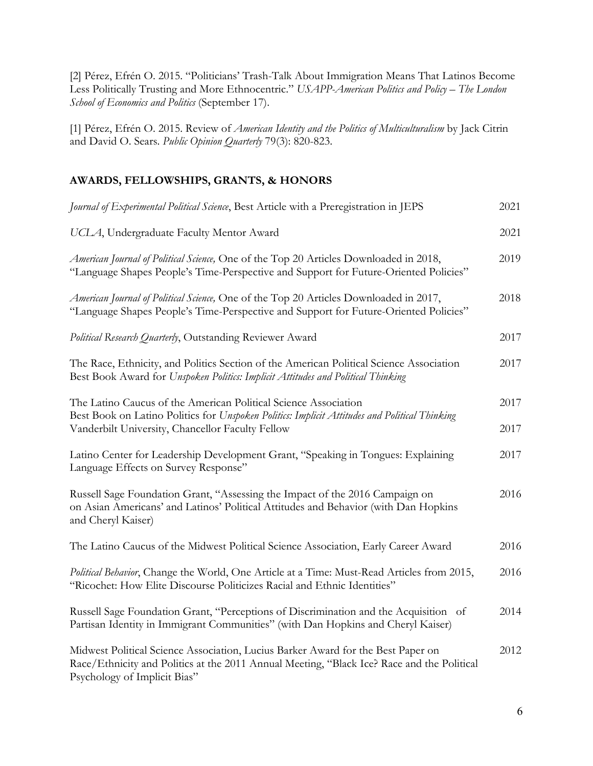[2] Pérez, Efrén O. 2015. "Politicians' Trash-Talk About Immigration Means That Latinos Become Less Politically Trusting and More Ethnocentric." *USAPP-American Politics and Policy – The London School of Economics and Politics* (September 17).

[1] Pérez, Efrén O. 2015. Review of *American Identity and the Politics of Multiculturalism* by Jack Citrin and David O. Sears. *Public Opinion Quarterly* 79(3): 820-823.

## AWARDS, FELLOWSHIPS, GRANTS, & HONORS

*Journal of Experimental Political Science*, Best Article with a Preregistration in JEPS — 2021

*UCLA*, Undergraduate Faculty Mentor Award — 2021

*American Journal of Political Science,* One of the Top 20 Articles Downloaded in 2018, "Language Shapes People's Time-Perspective and Support for Future-Oriented Policies" — 2019

*American Journal of Political Science,* One of the Top 20 Articles Downloaded in 2017, "Language Shapes People's Time-Perspective and Support for Future-Oriented Policies" — 2018

*Political Research Quarterly*, Outstanding Reviewer Award — 2017

The Race, Ethnicity, and Politics Section of the American Political Science Association Best Book Award for *Unspoken Politics: Implicit Attitudes and Political Thinking* — 2017

The Latino Caucus of the American Political Science Association Best Book on Latino Politics for *Unspoken Politics: Implicit Attitudes and Political Thinking* — 2017

Vanderbilt University, Chancellor Faculty Fellow — 2017

Latino Center for Leadership Development Grant, "Speaking in Tongues: Explaining Language Effects on Survey Response" — 2017

Russell Sage Foundation Grant, "Assessing the Impact of the 2016 Campaign on on Asian Americans' and Latinos' Political Attitudes and Behavior (with Dan Hopkins and Cheryl Kaiser) — 2016

The Latino Caucus of the Midwest Political Science Association, Early Career Award — 2016

*Political Behavior*, Change the World, One Article at a Time: Must-Read Articles from 2015, "Ricochet: How Elite Discourse Politicizes Racial and Ethnic Identities" — 2016

Russell Sage Foundation Grant, "Perceptions of Discrimination and the Acquisition of Partisan Identity in Immigrant Communities" (with Dan Hopkins and Cheryl Kaiser) — 2014

Midwest Political Science Association, Lucius Barker Award for the Best Paper on Race/Ethnicity and Politics at the 2011 Annual Meeting, "Black Ice? Race and the Political Psychology of Implicit Bias" — 2012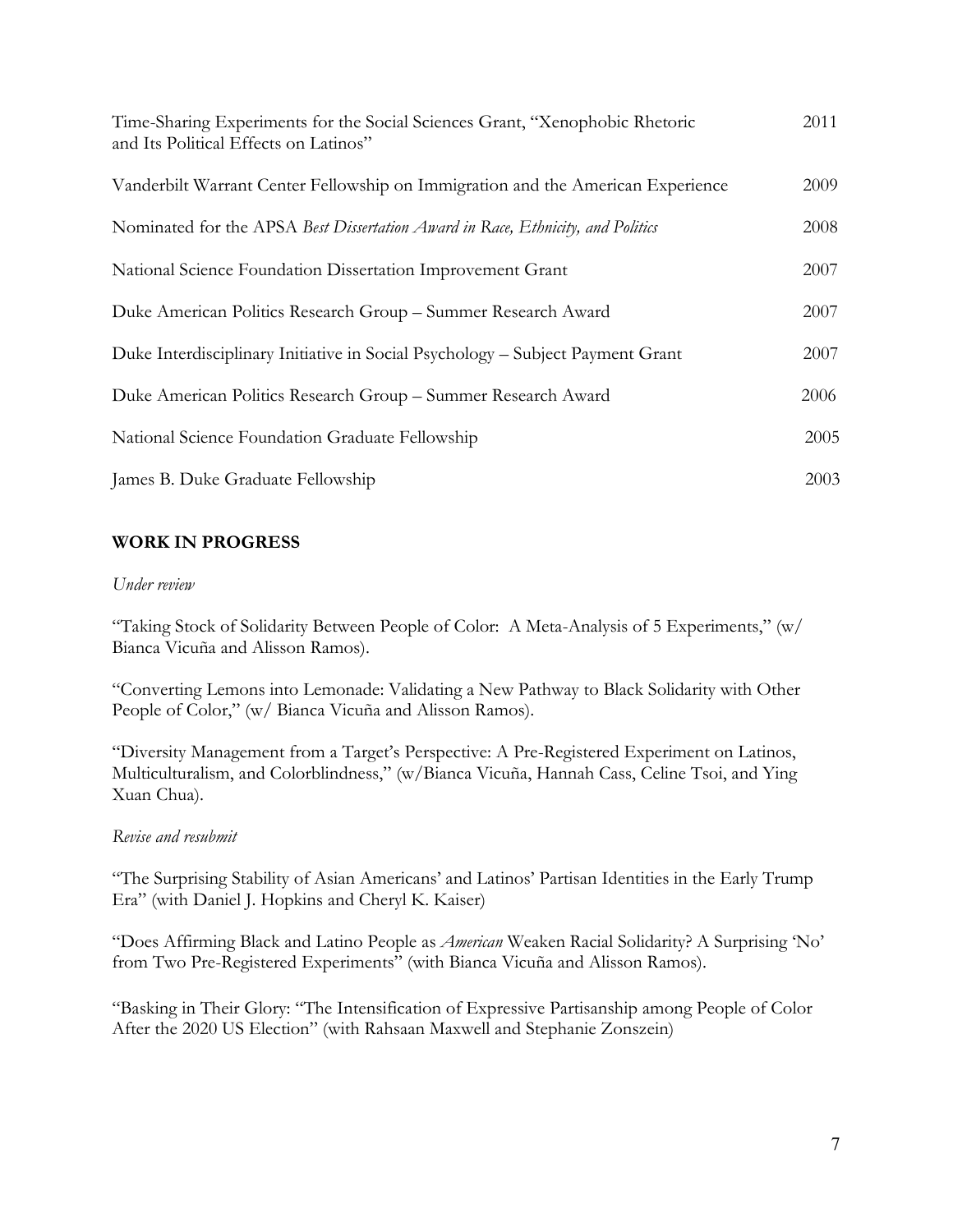Time-Sharing Experiments for the Social Sciences Grant, "Xenophobic Rhetoric and Its Political Effects on Latinos" 2011

Vanderbilt Warrant Center Fellowship on Immigration and the American Experience 2009

Nominated for the APSA *Best Dissertation Award in Race, Ethnicity, and Politics* 2008

National Science Foundation Dissertation Improvement Grant 2007

Duke American Politics Research Group – Summer Research Award 2007

Duke Interdisciplinary Initiative in Social Psychology – Subject Payment Grant 2007

Duke American Politics Research Group – Summer Research Award 2006

National Science Foundation Graduate Fellowship 2005

James B. Duke Graduate Fellowship 2003

## WORK IN PROGRESS

*Under review*

"Taking Stock of Solidarity Between People of Color: A Meta-Analysis of 5 Experiments," (w/ Bianca Vicuña and Alisson Ramos).

"Converting Lemons into Lemonade: Validating a New Pathway to Black Solidarity with Other People of Color," (w/ Bianca Vicuña and Alisson Ramos).

"Diversity Management from a Target's Perspective: A Pre-Registered Experiment on Latinos, Multiculturalism, and Colorblindness," (w/Bianca Vicuña, Hannah Cass, Celine Tsoi, and Ying Xuan Chua).

*Revise and resubmit*

"The Surprising Stability of Asian Americans' and Latinos' Partisan Identities in the Early Trump Era" (with Daniel J. Hopkins and Cheryl K. Kaiser)

"Does Affirming Black and Latino People as *American* Weaken Racial Solidarity? A Surprising 'No' from Two Pre-Registered Experiments" (with Bianca Vicuña and Alisson Ramos).

"Basking in Their Glory: "The Intensification of Expressive Partisanship among People of Color After the 2020 US Election" (with Rahsaan Maxwell and Stephanie Zonszein)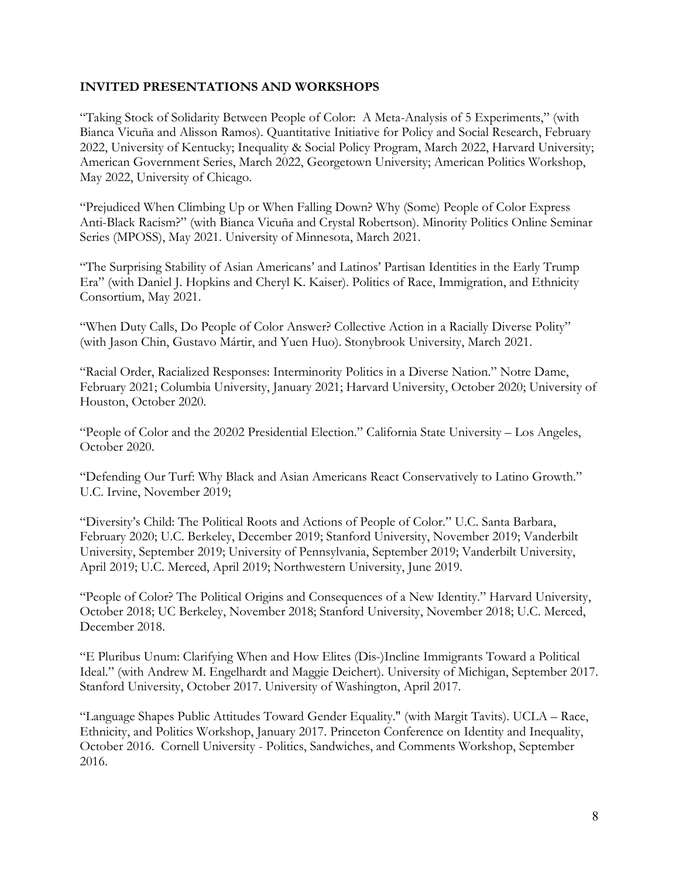## INVITED PRESENTATIONS AND WORKSHOPS

"Taking Stock of Solidarity Between People of Color: A Meta-Analysis of 5 Experiments," (with Bianca Vicuña and Alisson Ramos). Quantitative Initiative for Policy and Social Research, February 2022, University of Kentucky; Inequality & Social Policy Program, March 2022, Harvard University; American Government Series, March 2022, Georgetown University; American Politics Workshop, May 2022, University of Chicago.

"Prejudiced When Climbing Up or When Falling Down? Why (Some) People of Color Express Anti-Black Racism?" (with Bianca Vicuña and Crystal Robertson). Minority Politics Online Seminar Series (MPOSS), May 2021. University of Minnesota, March 2021.

"The Surprising Stability of Asian Americans' and Latinos' Partisan Identities in the Early Trump Era" (with Daniel J. Hopkins and Cheryl K. Kaiser). Politics of Race, Immigration, and Ethnicity Consortium, May 2021.

"When Duty Calls, Do People of Color Answer? Collective Action in a Racially Diverse Polity" (with Jason Chin, Gustavo Mártir, and Yuen Huo). Stonybrook University, March 2021.

"Racial Order, Racialized Responses: Interminority Politics in a Diverse Nation." Notre Dame, February 2021; Columbia University, January 2021; Harvard University, October 2020; University of Houston, October 2020.

"People of Color and the 20202 Presidential Election." California State University – Los Angeles, October 2020.

"Defending Our Turf: Why Black and Asian Americans React Conservatively to Latino Growth." U.C. Irvine, November 2019;

"Diversity's Child: The Political Roots and Actions of People of Color." U.C. Santa Barbara, February 2020; U.C. Berkeley, December 2019; Stanford University, November 2019; Vanderbilt University, September 2019; University of Pennsylvania, September 2019; Vanderbilt University, April 2019; U.C. Merced, April 2019; Northwestern University, June 2019.

"People of Color? The Political Origins and Consequences of a New Identity." Harvard University, October 2018; UC Berkeley, November 2018; Stanford University, November 2018; U.C. Merced, December 2018.

"E Pluribus Unum: Clarifying When and How Elites (Dis-)Incline Immigrants Toward a Political Ideal." (with Andrew M. Engelhardt and Maggie Deichert). University of Michigan, September 2017. Stanford University, October 2017. University of Washington, April 2017.

"Language Shapes Public Attitudes Toward Gender Equality." (with Margit Tavits). UCLA – Race, Ethnicity, and Politics Workshop, January 2017. Princeton Conference on Identity and Inequality, October 2016. Cornell University - Politics, Sandwiches, and Comments Workshop, September 2016.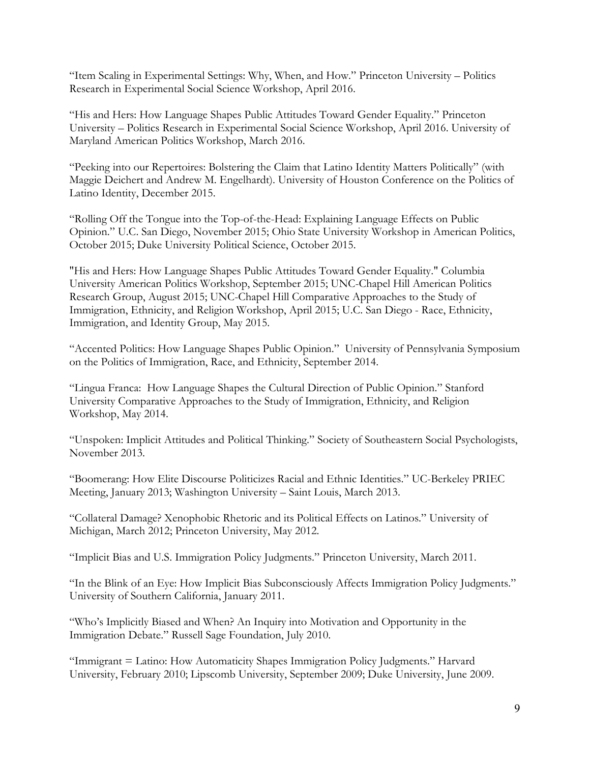"Item Scaling in Experimental Settings: Why, When, and How." Princeton University – Politics Research in Experimental Social Science Workshop, April 2016.

"His and Hers: How Language Shapes Public Attitudes Toward Gender Equality." Princeton University – Politics Research in Experimental Social Science Workshop, April 2016. University of Maryland American Politics Workshop, March 2016.

"Peeking into our Repertoires: Bolstering the Claim that Latino Identity Matters Politically" (with Maggie Deichert and Andrew M. Engelhardt). University of Houston Conference on the Politics of Latino Identity, December 2015.

"Rolling Off the Tongue into the Top-of-the-Head: Explaining Language Effects on Public Opinion." U.C. San Diego, November 2015; Ohio State University Workshop in American Politics, October 2015; Duke University Political Science, October 2015.

"His and Hers: How Language Shapes Public Attitudes Toward Gender Equality." Columbia University American Politics Workshop, September 2015; UNC-Chapel Hill American Politics Research Group, August 2015; UNC-Chapel Hill Comparative Approaches to the Study of Immigration, Ethnicity, and Religion Workshop, April 2015; U.C. San Diego - Race, Ethnicity, Immigration, and Identity Group, May 2015.

"Accented Politics: How Language Shapes Public Opinion." University of Pennsylvania Symposium on the Politics of Immigration, Race, and Ethnicity, September 2014.

"Lingua Franca: How Language Shapes the Cultural Direction of Public Opinion." Stanford University Comparative Approaches to the Study of Immigration, Ethnicity, and Religion Workshop, May 2014.

"Unspoken: Implicit Attitudes and Political Thinking." Society of Southeastern Social Psychologists, November 2013.

"Boomerang: How Elite Discourse Politicizes Racial and Ethnic Identities." UC-Berkeley PRIEC Meeting, January 2013; Washington University – Saint Louis, March 2013.

"Collateral Damage? Xenophobic Rhetoric and its Political Effects on Latinos." University of Michigan, March 2012; Princeton University, May 2012.

"Implicit Bias and U.S. Immigration Policy Judgments." Princeton University, March 2011.

"In the Blink of an Eye: How Implicit Bias Subconsciously Affects Immigration Policy Judgments." University of Southern California, January 2011.

"Who's Implicitly Biased and When? An Inquiry into Motivation and Opportunity in the Immigration Debate." Russell Sage Foundation, July 2010.

"Immigrant = Latino: How Automaticity Shapes Immigration Policy Judgments." Harvard University, February 2010; Lipscomb University, September 2009; Duke University, June 2009.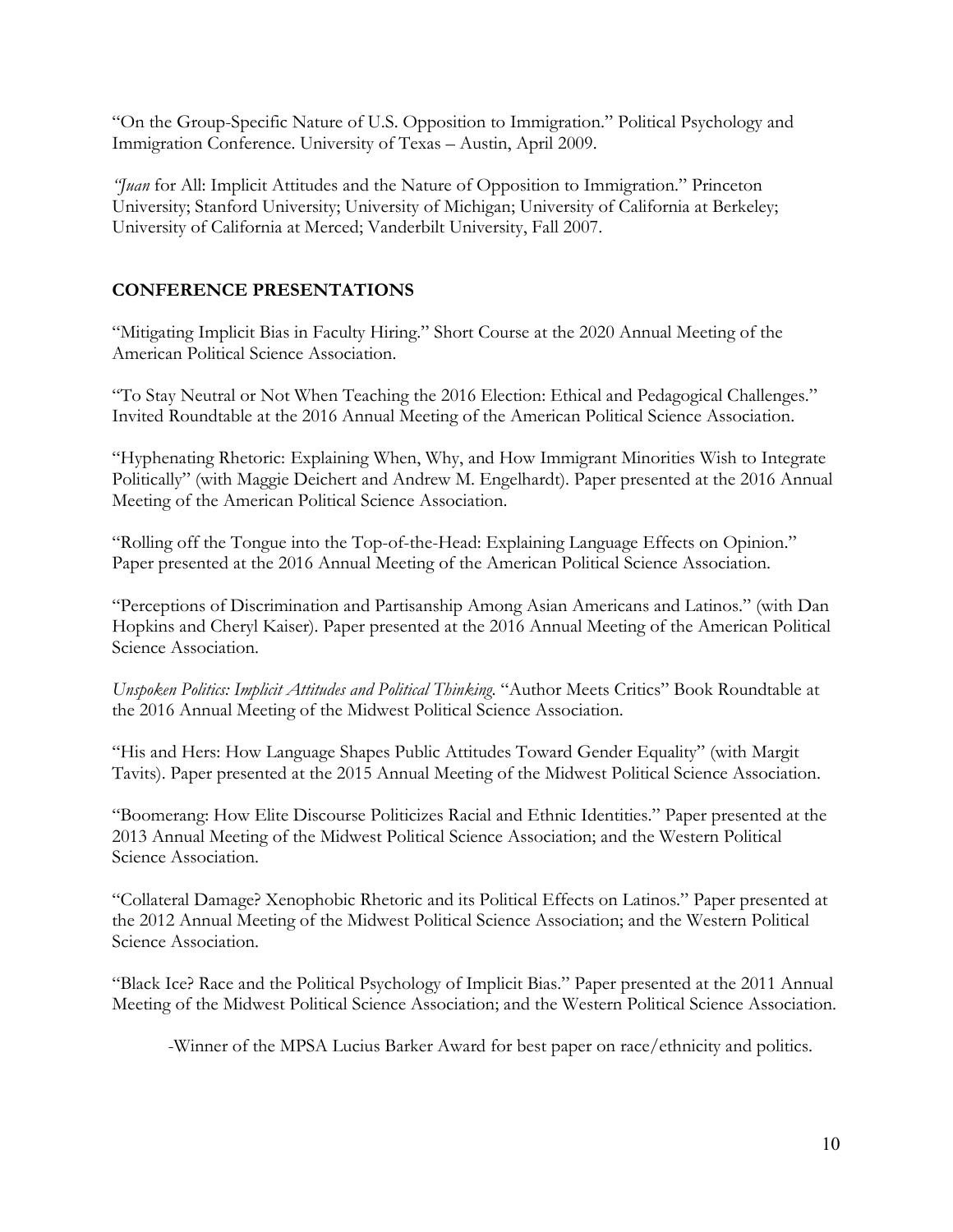"On the Group-Specific Nature of U.S. Opposition to Immigration." Political Psychology and Immigration Conference. University of Texas – Austin, April 2009.

*"Juan* for All: Implicit Attitudes and the Nature of Opposition to Immigration." Princeton University; Stanford University; University of Michigan; University of California at Berkeley; University of California at Merced; Vanderbilt University, Fall 2007.

## CONFERENCE PRESENTATIONS

"Mitigating Implicit Bias in Faculty Hiring." Short Course at the 2020 Annual Meeting of the American Political Science Association.

"To Stay Neutral or Not When Teaching the 2016 Election: Ethical and Pedagogical Challenges." Invited Roundtable at the 2016 Annual Meeting of the American Political Science Association.

"Hyphenating Rhetoric: Explaining When, Why, and How Immigrant Minorities Wish to Integrate Politically" (with Maggie Deichert and Andrew M. Engelhardt). Paper presented at the 2016 Annual Meeting of the American Political Science Association.

"Rolling off the Tongue into the Top-of-the-Head: Explaining Language Effects on Opinion." Paper presented at the 2016 Annual Meeting of the American Political Science Association.

"Perceptions of Discrimination and Partisanship Among Asian Americans and Latinos." (with Dan Hopkins and Cheryl Kaiser). Paper presented at the 2016 Annual Meeting of the American Political Science Association.

*Unspoken Politics: Implicit Attitudes and Political Thinking.* "Author Meets Critics" Book Roundtable at the 2016 Annual Meeting of the Midwest Political Science Association.

"His and Hers: How Language Shapes Public Attitudes Toward Gender Equality" (with Margit Tavits). Paper presented at the 2015 Annual Meeting of the Midwest Political Science Association.

"Boomerang: How Elite Discourse Politicizes Racial and Ethnic Identities." Paper presented at the 2013 Annual Meeting of the Midwest Political Science Association; and the Western Political Science Association.

"Collateral Damage? Xenophobic Rhetoric and its Political Effects on Latinos." Paper presented at the 2012 Annual Meeting of the Midwest Political Science Association; and the Western Political Science Association.

"Black Ice? Race and the Political Psychology of Implicit Bias." Paper presented at the 2011 Annual Meeting of the Midwest Political Science Association; and the Western Political Science Association.

-Winner of the MPSA Lucius Barker Award for best paper on race/ethnicity and politics.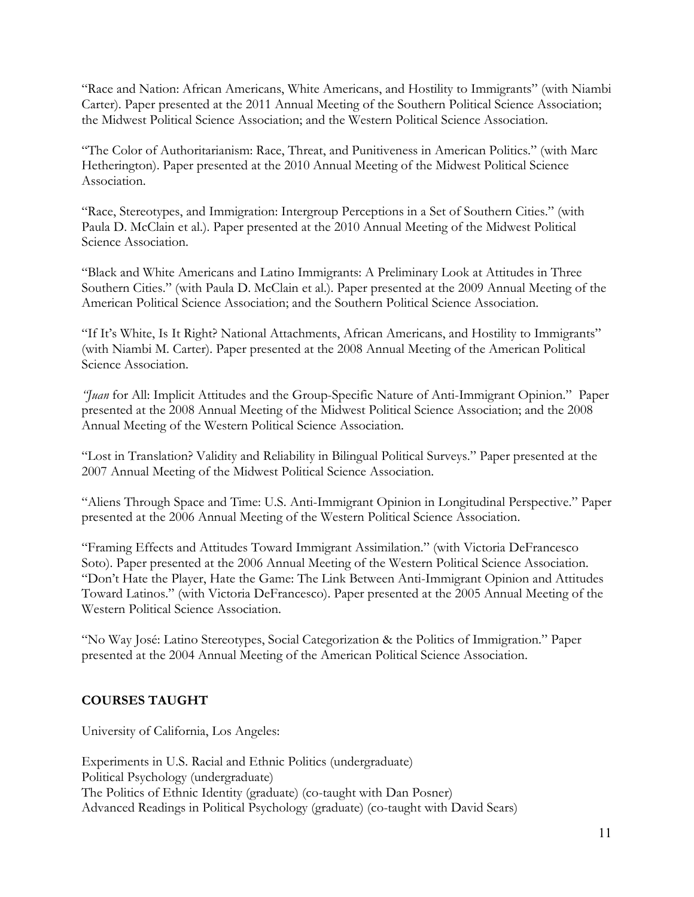"Race and Nation: African Americans, White Americans, and Hostility to Immigrants" (with Niambi Carter). Paper presented at the 2011 Annual Meeting of the Southern Political Science Association; the Midwest Political Science Association; and the Western Political Science Association.

"The Color of Authoritarianism: Race, Threat, and Punitiveness in American Politics." (with Marc Hetherington). Paper presented at the 2010 Annual Meeting of the Midwest Political Science Association.

"Race, Stereotypes, and Immigration: Intergroup Perceptions in a Set of Southern Cities." (with Paula D. McClain et al.). Paper presented at the 2010 Annual Meeting of the Midwest Political Science Association.

"Black and White Americans and Latino Immigrants: A Preliminary Look at Attitudes in Three Southern Cities." (with Paula D. McClain et al.). Paper presented at the 2009 Annual Meeting of the American Political Science Association; and the Southern Political Science Association.

"If It's White, Is It Right? National Attachments, African Americans, and Hostility to Immigrants" (with Niambi M. Carter). Paper presented at the 2008 Annual Meeting of the American Political Science Association.

*"Juan* for All: Implicit Attitudes and the Group-Specific Nature of Anti-Immigrant Opinion." Paper presented at the 2008 Annual Meeting of the Midwest Political Science Association; and the 2008 Annual Meeting of the Western Political Science Association.

"Lost in Translation? Validity and Reliability in Bilingual Political Surveys." Paper presented at the 2007 Annual Meeting of the Midwest Political Science Association.

"Aliens Through Space and Time: U.S. Anti-Immigrant Opinion in Longitudinal Perspective." Paper presented at the 2006 Annual Meeting of the Western Political Science Association.

"Framing Effects and Attitudes Toward Immigrant Assimilation." (with Victoria DeFrancesco Soto). Paper presented at the 2006 Annual Meeting of the Western Political Science Association.

"Don't Hate the Player, Hate the Game: The Link Between Anti-Immigrant Opinion and Attitudes Toward Latinos." (with Victoria DeFrancesco). Paper presented at the 2005 Annual Meeting of the Western Political Science Association.

"No Way José: Latino Stereotypes, Social Categorization & the Politics of Immigration." Paper presented at the 2004 Annual Meeting of the American Political Science Association.

## COURSES TAUGHT

University of California, Los Angeles:

Experiments in U.S. Racial and Ethnic Politics (undergraduate)
Political Psychology (undergraduate)
The Politics of Ethnic Identity (graduate) (co-taught with Dan Posner)
Advanced Readings in Political Psychology (graduate) (co-taught with David Sears)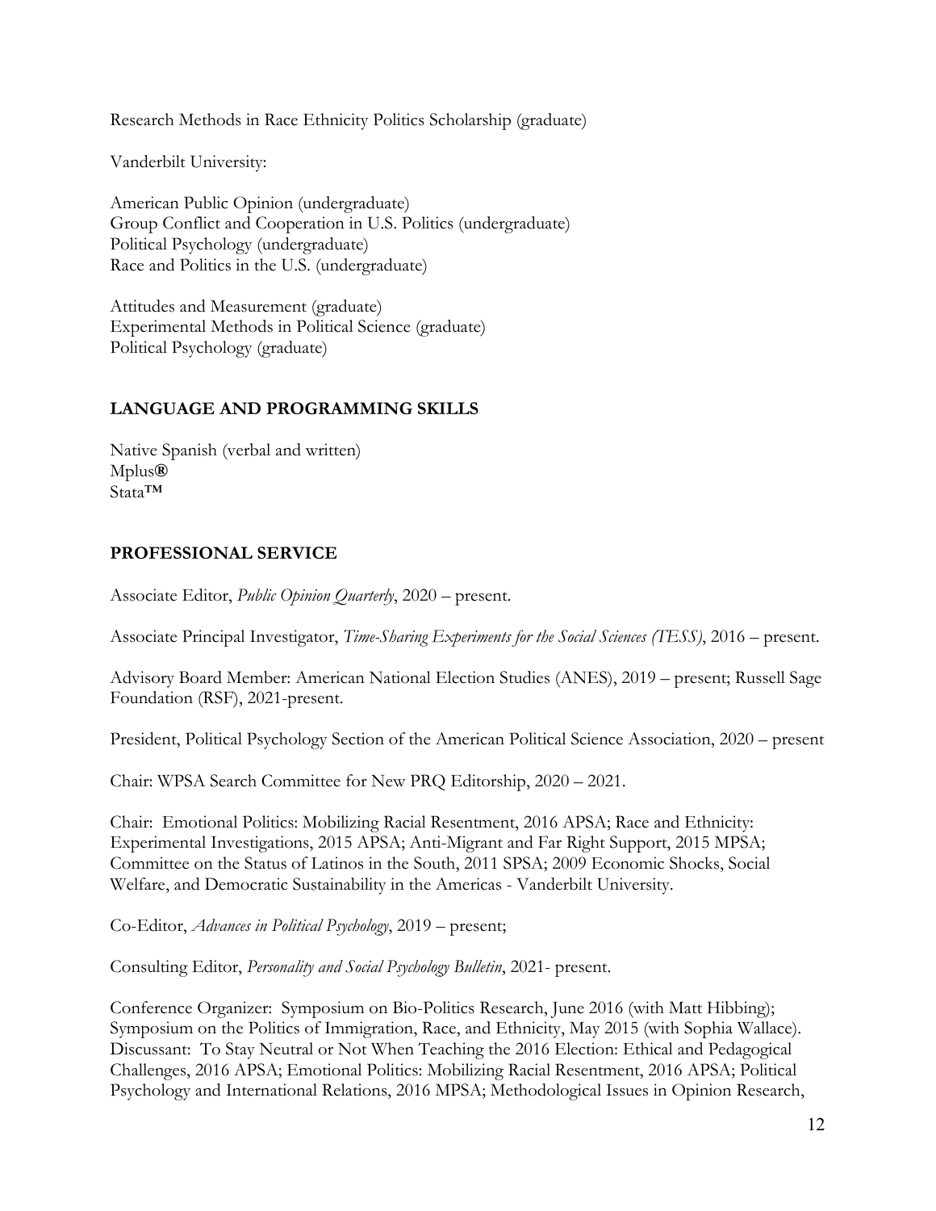Research Methods in Race Ethnicity Politics Scholarship (graduate)

Vanderbilt University:

American Public Opinion (undergraduate)
Group Conflict and Cooperation in U.S. Politics (undergraduate)
Political Psychology (undergraduate)
Race and Politics in the U.S. (undergraduate)

Attitudes and Measurement (graduate)
Experimental Methods in Political Science (graduate)
Political Psychology (graduate)

## LANGUAGE AND PROGRAMMING SKILLS

Native Spanish (verbal and written)
Mplus®
Stata™

## PROFESSIONAL SERVICE

Associate Editor, *Public Opinion Quarterly*, 2020 – present.

Associate Principal Investigator, *Time-Sharing Experiments for the Social Sciences (TESS)*, 2016 – present.

Advisory Board Member: American National Election Studies (ANES), 2019 – present; Russell Sage Foundation (RSF), 2021-present.

President, Political Psychology Section of the American Political Science Association, 2020 – present

Chair: WPSA Search Committee for New PRQ Editorship, 2020 – 2021.

Chair: Emotional Politics: Mobilizing Racial Resentment, 2016 APSA; Race and Ethnicity: Experimental Investigations, 2015 APSA; Anti-Migrant and Far Right Support, 2015 MPSA; Committee on the Status of Latinos in the South, 2011 SPSA; 2009 Economic Shocks, Social Welfare, and Democratic Sustainability in the Americas - Vanderbilt University.

Co-Editor, *Advances in Political Psychology*, 2019 – present;

Consulting Editor, *Personality and Social Psychology Bulletin*, 2021- present.

Conference Organizer: Symposium on Bio-Politics Research, June 2016 (with Matt Hibbing); Symposium on the Politics of Immigration, Race, and Ethnicity, May 2015 (with Sophia Wallace).
Discussant: To Stay Neutral or Not When Teaching the 2016 Election: Ethical and Pedagogical Challenges, 2016 APSA; Emotional Politics: Mobilizing Racial Resentment, 2016 APSA; Political Psychology and International Relations, 2016 MPSA; Methodological Issues in Opinion Research,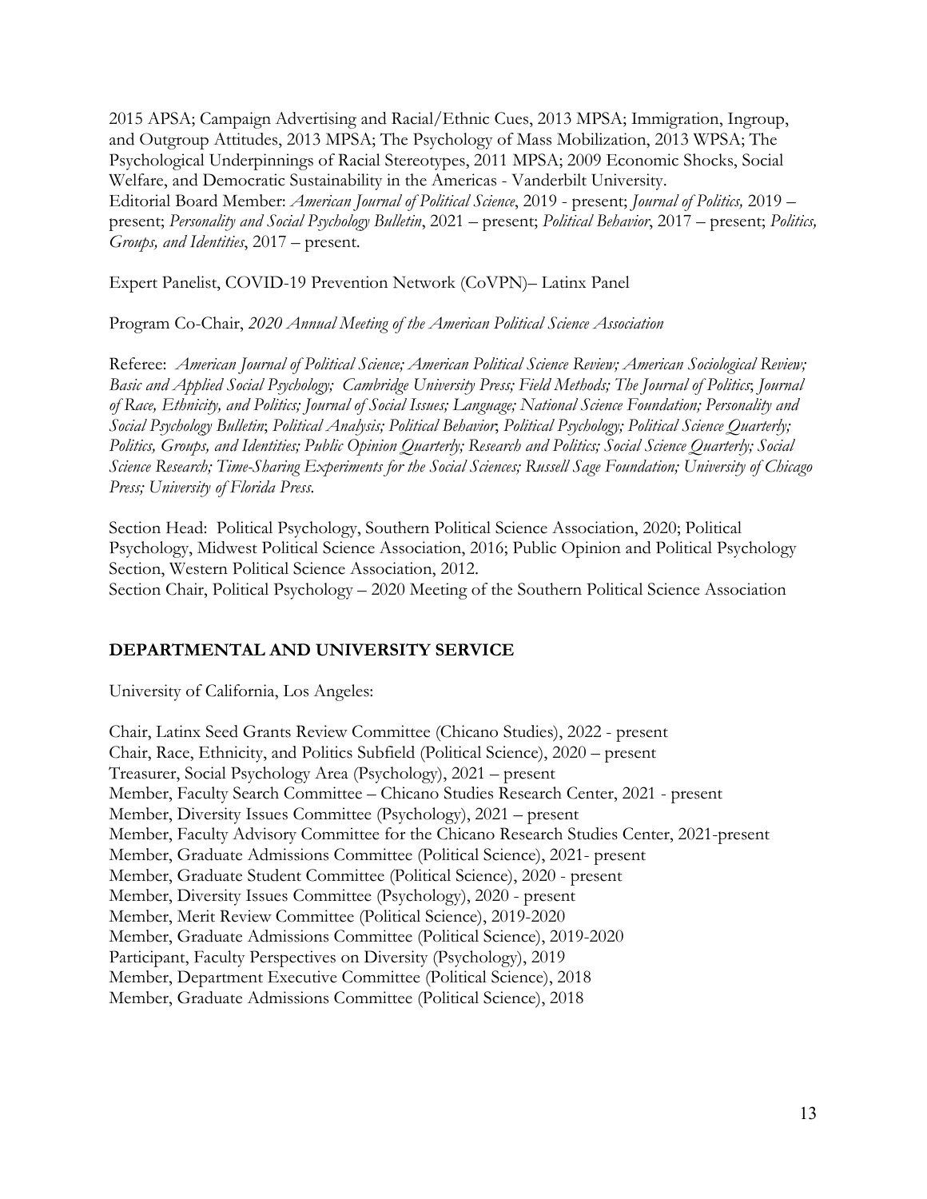2015 APSA; Campaign Advertising and Racial/Ethnic Cues, 2013 MPSA; Immigration, Ingroup, and Outgroup Attitudes, 2013 MPSA; The Psychology of Mass Mobilization, 2013 WPSA; The Psychological Underpinnings of Racial Stereotypes, 2011 MPSA; 2009 Economic Shocks, Social Welfare, and Democratic Sustainability in the Americas - Vanderbilt University.
Editorial Board Member: *American Journal of Political Science*, 2019 - present; *Journal of Politics,* 2019 – present; *Personality and Social Psychology Bulletin*, 2021 – present; *Political Behavior*, 2017 – present; *Politics, Groups, and Identities*, 2017 – present.

Expert Panelist, COVID-19 Prevention Network (CoVPN)– Latinx Panel

Program Co-Chair, *2020 Annual Meeting of the American Political Science Association*

Referee: *American Journal of Political Science; American Political Science Review; American Sociological Review; Basic and Applied Social Psychology; Cambridge University Press; Field Methods; The Journal of Politics*; *Journal of Race, Ethnicity, and Politics; Journal of Social Issues; Language; National Science Foundation; Personality and Social Psychology Bulletin*; *Political Analysis; Political Behavior*; *Political Psychology; Political Science Quarterly; Politics, Groups, and Identities; Public Opinion Quarterly; Research and Politics; Social Science Quarterly; Social Science Research; Time-Sharing Experiments for the Social Sciences; Russell Sage Foundation; University of Chicago Press; University of Florida Press.*

Section Head: Political Psychology, Southern Political Science Association, 2020; Political Psychology, Midwest Political Science Association, 2016; Public Opinion and Political Psychology Section, Western Political Science Association, 2012.
Section Chair, Political Psychology – 2020 Meeting of the Southern Political Science Association

## DEPARTMENTAL AND UNIVERSITY SERVICE

University of California, Los Angeles:

Chair, Latinx Seed Grants Review Committee (Chicano Studies), 2022 - present
Chair, Race, Ethnicity, and Politics Subfield (Political Science), 2020 – present
Treasurer, Social Psychology Area (Psychology), 2021 – present
Member, Faculty Search Committee – Chicano Studies Research Center, 2021 - present
Member, Diversity Issues Committee (Psychology), 2021 – present
Member, Faculty Advisory Committee for the Chicano Research Studies Center, 2021-present
Member, Graduate Admissions Committee (Political Science), 2021- present
Member, Graduate Student Committee (Political Science), 2020 - present
Member, Diversity Issues Committee (Psychology), 2020 - present
Member, Merit Review Committee (Political Science), 2019-2020
Member, Graduate Admissions Committee (Political Science), 2019-2020
Participant, Faculty Perspectives on Diversity (Psychology), 2019
Member, Department Executive Committee (Political Science), 2018
Member, Graduate Admissions Committee (Political Science), 2018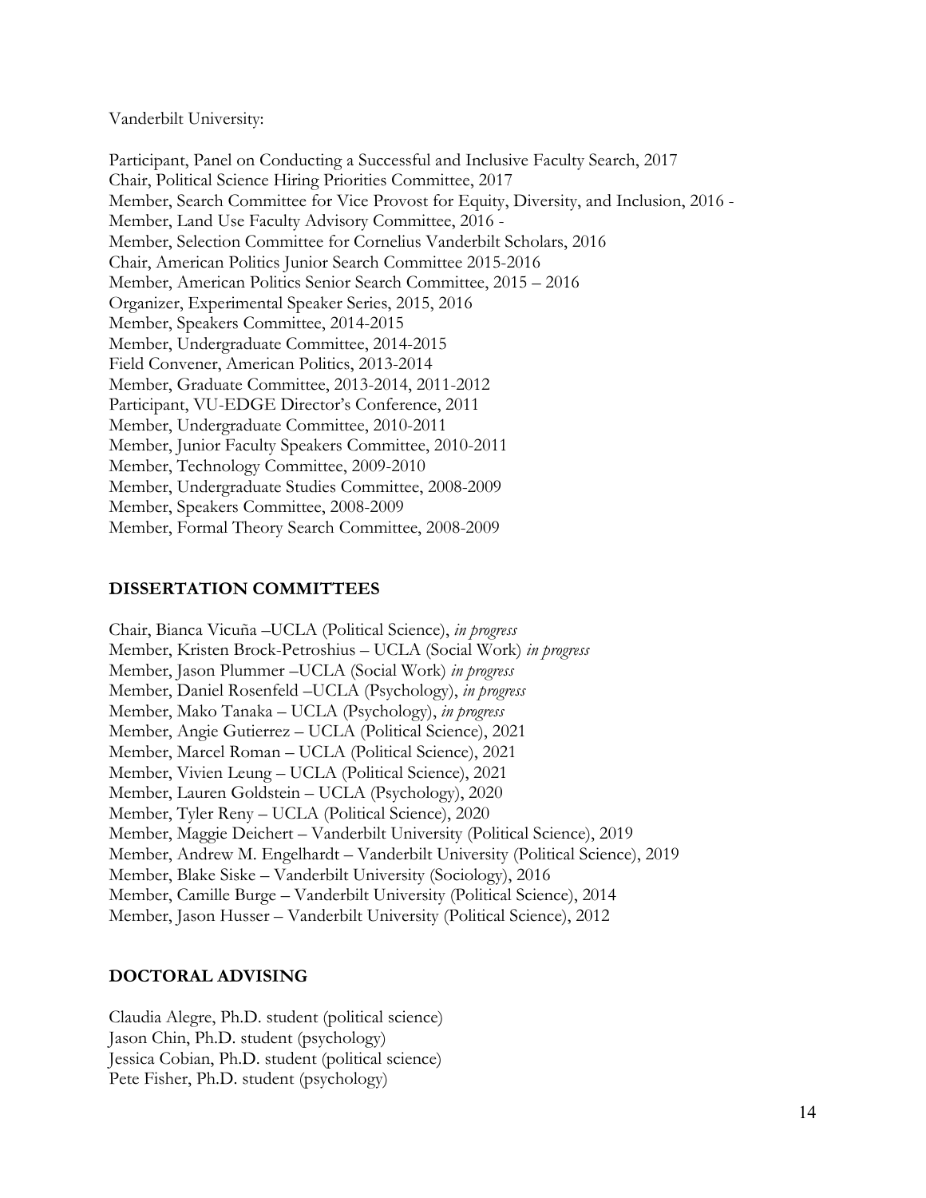Vanderbilt University:

Participant, Panel on Conducting a Successful and Inclusive Faculty Search, 2017
Chair, Political Science Hiring Priorities Committee, 2017
Member, Search Committee for Vice Provost for Equity, Diversity, and Inclusion, 2016 -
Member, Land Use Faculty Advisory Committee, 2016 -
Member, Selection Committee for Cornelius Vanderbilt Scholars, 2016
Chair, American Politics Junior Search Committee 2015-2016
Member, American Politics Senior Search Committee, 2015 – 2016
Organizer, Experimental Speaker Series, 2015, 2016
Member, Speakers Committee, 2014-2015
Member, Undergraduate Committee, 2014-2015
Field Convener, American Politics, 2013-2014
Member, Graduate Committee, 2013-2014, 2011-2012
Participant, VU-EDGE Director's Conference, 2011
Member, Undergraduate Committee, 2010-2011
Member, Junior Faculty Speakers Committee, 2010-2011
Member, Technology Committee, 2009-2010
Member, Undergraduate Studies Committee, 2008-2009
Member, Speakers Committee, 2008-2009
Member, Formal Theory Search Committee, 2008-2009

## DISSERTATION COMMITTEES

Chair, Bianca Vicuña –UCLA (Political Science), *in progress*
Member, Kristen Brock-Petroshius – UCLA (Social Work) *in progress*
Member, Jason Plummer –UCLA (Social Work) *in progress*
Member, Daniel Rosenfeld –UCLA (Psychology), *in progress*
Member, Mako Tanaka – UCLA (Psychology), *in progress*
Member, Angie Gutierrez – UCLA (Political Science), 2021
Member, Marcel Roman – UCLA (Political Science), 2021
Member, Vivien Leung – UCLA (Political Science), 2021
Member, Lauren Goldstein – UCLA (Psychology), 2020
Member, Tyler Reny – UCLA (Political Science), 2020
Member, Maggie Deichert – Vanderbilt University (Political Science), 2019
Member, Andrew M. Engelhardt – Vanderbilt University (Political Science), 2019
Member, Blake Siske – Vanderbilt University (Sociology), 2016
Member, Camille Burge – Vanderbilt University (Political Science), 2014
Member, Jason Husser – Vanderbilt University (Political Science), 2012

## DOCTORAL ADVISING

Claudia Alegre, Ph.D. student (political science)
Jason Chin, Ph.D. student (psychology)
Jessica Cobian, Ph.D. student (political science)
Pete Fisher, Ph.D. student (psychology)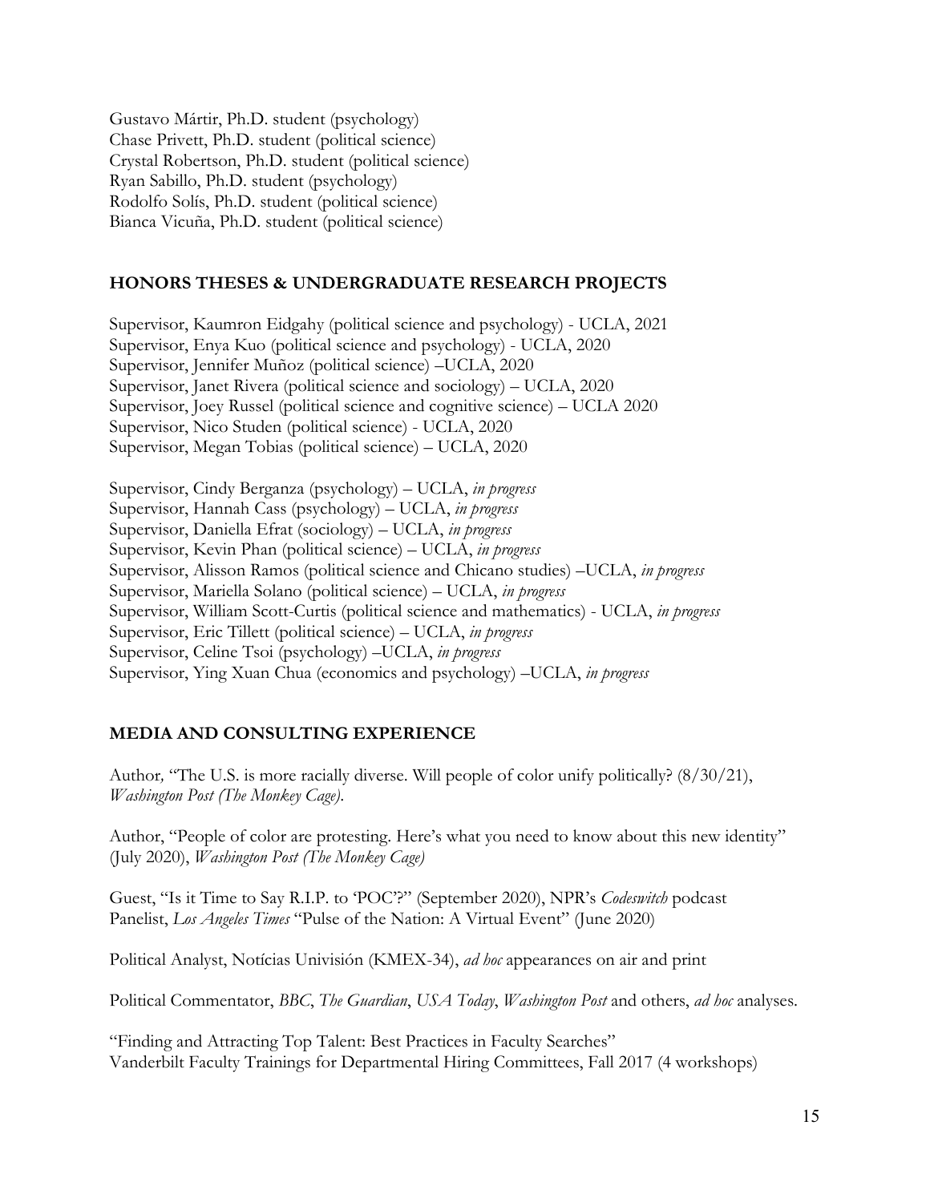Gustavo Mártir, Ph.D. student (psychology)
Chase Privett, Ph.D. student (political science)
Crystal Robertson, Ph.D. student (political science)
Ryan Sabillo, Ph.D. student (psychology)
Rodolfo Solís, Ph.D. student (political science)
Bianca Vicuña, Ph.D. student (political science)

## HONORS THESES & UNDERGRADUATE RESEARCH PROJECTS

Supervisor, Kaumron Eidgahy (political science and psychology) - UCLA, 2021
Supervisor, Enya Kuo (political science and psychology) - UCLA, 2020
Supervisor, Jennifer Muñoz (political science) –UCLA, 2020
Supervisor, Janet Rivera (political science and sociology) – UCLA, 2020
Supervisor, Joey Russel (political science and cognitive science) – UCLA 2020
Supervisor, Nico Studen (political science) - UCLA, 2020
Supervisor, Megan Tobias (political science) – UCLA, 2020

Supervisor, Cindy Berganza (psychology) – UCLA, *in progress*
Supervisor, Hannah Cass (psychology) – UCLA, *in progress*
Supervisor, Daniella Efrat (sociology) – UCLA, *in progress*
Supervisor, Kevin Phan (political science) – UCLA, *in progress*
Supervisor, Alisson Ramos (political science and Chicano studies) –UCLA, *in progress*
Supervisor, Mariella Solano (political science) – UCLA, *in progress*
Supervisor, William Scott-Curtis (political science and mathematics) - UCLA, *in progress*
Supervisor, Eric Tillett (political science) – UCLA, *in progress*
Supervisor, Celine Tsoi (psychology) –UCLA, *in progress*
Supervisor, Ying Xuan Chua (economics and psychology) –UCLA, *in progress*

## MEDIA AND CONSULTING EXPERIENCE

Author, "The U.S. is more racially diverse. Will people of color unify politically? (8/30/21), *Washington Post (The Monkey Cage)*.

Author, "People of color are protesting. Here's what you need to know about this new identity" (July 2020), *Washington Post (The Monkey Cage)*

Guest, "Is it Time to Say R.I.P. to 'POC'?" (September 2020), NPR's *Codeswitch* podcast
Panelist, *Los Angeles Times* "Pulse of the Nation: A Virtual Event" (June 2020)

Political Analyst, Notícias Univisión (KMEX-34), *ad hoc* appearances on air and print

Political Commentator, *BBC*, *The Guardian*, *USA Today*, *Washington Post* and others, *ad hoc* analyses.

"Finding and Attracting Top Talent: Best Practices in Faculty Searches"
Vanderbilt Faculty Trainings for Departmental Hiring Committees, Fall 2017 (4 workshops)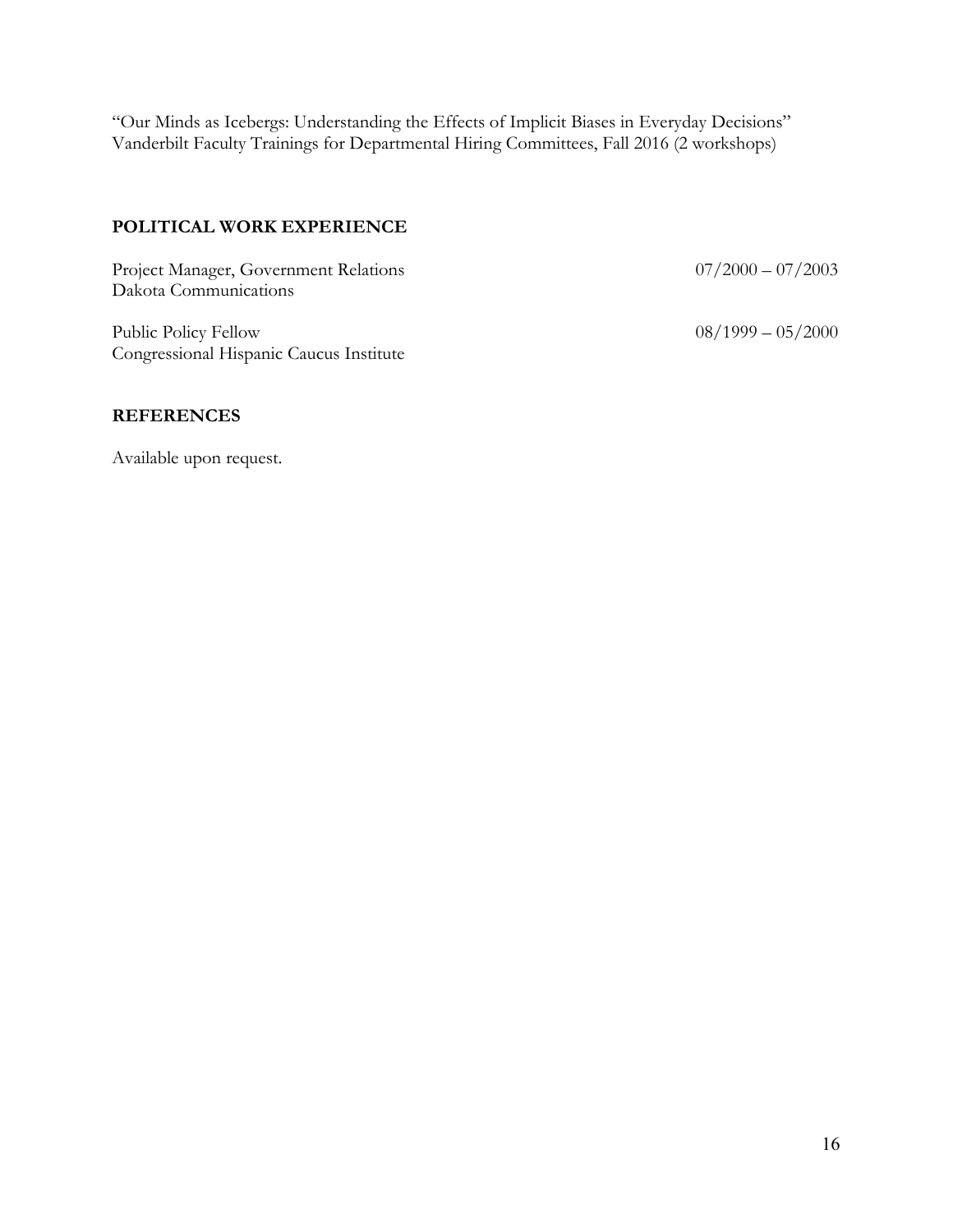"Our Minds as Icebergs: Understanding the Effects of Implicit Biases in Everyday Decisions"
Vanderbilt Faculty Trainings for Departmental Hiring Committees, Fall 2016 (2 workshops)

## POLITICAL WORK EXPERIENCE

Project Manager, Government Relations — 07/2000 – 07/2003
Dakota Communications

Public Policy Fellow — 08/1999 – 05/2000
Congressional Hispanic Caucus Institute

## REFERENCES

Available upon request.